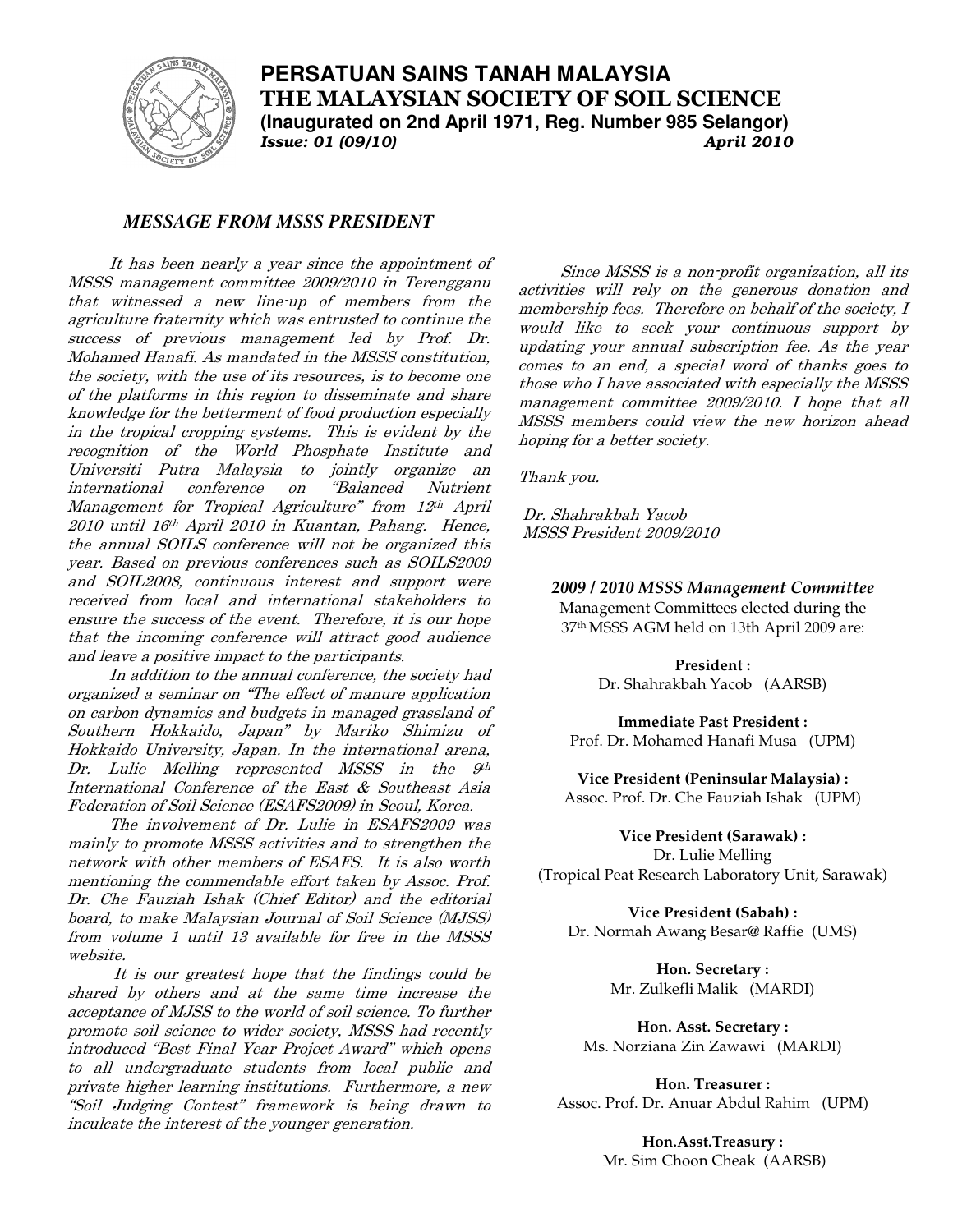# PERSATUAN SAINS TANAH MALAYSIA

# THE MALAYSIAN SOCIETY OF SOIL SCIENCE

**(Inaugurated on 2nd April 1971, Reg. Number 985 Selangor)**

***Issue: 01 (09/10)*** ***April 2010***

## *MESSAGE FROM MSSS PRESIDENT*

*It has been nearly a year since the appointment of MSSS management committee 2009/2010 in Terengganu that witnessed a new line-up of members from the agriculture fraternity which was entrusted to continue the success of previous management led by Prof. Dr. Mohamed Hanafi. As mandated in the MSSS constitution, the society, with the use of its resources, is to become one of the platforms in this region to disseminate and share knowledge for the betterment of food production especially in the tropical cropping systems. This is evident by the recognition of the World Phosphate Institute and Universiti Putra Malaysia to jointly organize an international conference on "Balanced Nutrient Management for Tropical Agriculture" from 12th April 2010 until 16th April 2010 in Kuantan, Pahang. Hence, the annual SOILS conference will not be organized this year. Based on previous conferences such as SOILS2009 and SOIL2008, continuous interest and support were received from local and international stakeholders to ensure the success of the event. Therefore, it is our hope that the incoming conference will attract good audience and leave a positive impact to the participants.*

*In addition to the annual conference, the society had organized a seminar on "The effect of manure application on carbon dynamics and budgets in managed grassland of Southern Hokkaido, Japan" by Mariko Shimizu of Hokkaido University, Japan. In the international arena, Dr. Lulie Melling represented MSSS in the 9th International Conference of the East & Southeast Asia Federation of Soil Science (ESAFS2009) in Seoul, Korea.*

*The involvement of Dr. Lulie in ESAFS2009 was mainly to promote MSSS activities and to strengthen the network with other members of ESAFS. It is also worth mentioning the commendable effort taken by Assoc. Prof. Dr. Che Fauziah Ishak (Chief Editor) and the editorial board, to make Malaysian Journal of Soil Science (MJSS) from volume 1 until 13 available for free in the MSSS website.*

*It is our greatest hope that the findings could be shared by others and at the same time increase the acceptance of MJSS to the world of soil science. To further promote soil science to wider society, MSSS had recently introduced "Best Final Year Project Award" which opens to all undergraduate students from local public and private higher learning institutions. Furthermore, a new "Soil Judging Contest" framework is being drawn to inculcate the interest of the younger generation.*

*Since MSSS is a non-profit organization, all its activities will rely on the generous donation and membership fees. Therefore on behalf of the society, I would like to seek your continuous support by updating your annual subscription fee. As the year comes to an end, a special word of thanks goes to those who I have associated with especially the MSSS management committee 2009/2010. I hope that all MSSS members could view the new horizon ahead hoping for a better society.*

*Thank you.*

*Dr. Shahrakbah Yacob*
*MSSS President 2009/2010*

### *2009 / 2010 MSSS Management Committee*

Management Committees elected during the 37th MSSS AGM held on 13th April 2009 are:

**President :**
Dr. Shahrakbah Yacob (AARSB)

**Immediate Past President :**
Prof. Dr. Mohamed Hanafi Musa (UPM)

**Vice President (Peninsular Malaysia) :**
Assoc. Prof. Dr. Che Fauziah Ishak (UPM)

**Vice President (Sarawak) :**
Dr. Lulie Melling
(Tropical Peat Research Laboratory Unit, Sarawak)

**Vice President (Sabah) :**
Dr. Normah Awang Besar@ Raffie (UMS)

**Hon. Secretary :**
Mr. Zulkefli Malik (MARDI)

**Hon. Asst. Secretary :**
Ms. Norziana Zin Zawawi (MARDI)

**Hon. Treasurer :**
Assoc. Prof. Dr. Anuar Abdul Rahim (UPM)

**Hon.Asst.Treasury :**
Mr. Sim Choon Cheak (AARSB)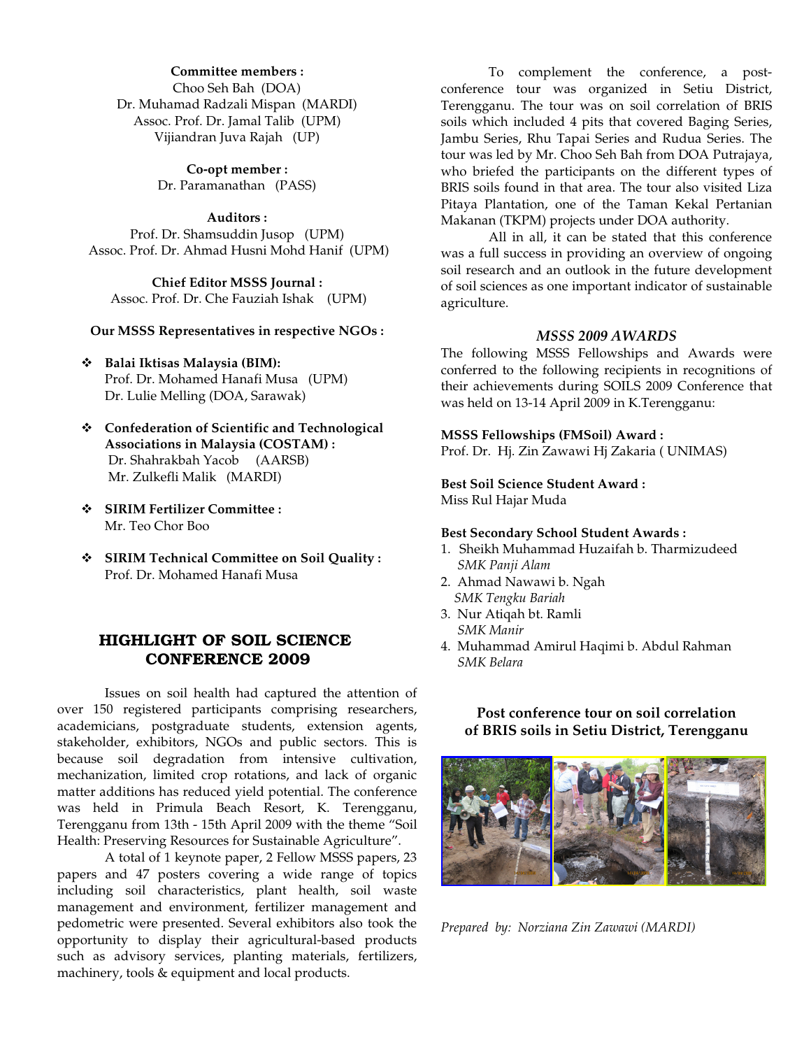**Committee members :**
Choo Seh Bah (DOA)
Dr. Muhamad Radzali Mispan (MARDI)
Assoc. Prof. Dr. Jamal Talib (UPM)
Vijiandran Juva Rajah (UP)

**Co-opt member :**
Dr. Paramanathan (PASS)

**Auditors :**
Prof. Dr. Shamsuddin Jusop (UPM)
Assoc. Prof. Dr. Ahmad Husni Mohd Hanif (UPM)

**Chief Editor MSSS Journal :**
Assoc. Prof. Dr. Che Fauziah Ishak (UPM)

**Our MSSS Representatives in respective NGOs :**

- **Balai Iktisas Malaysia (BIM):**
  Prof. Dr. Mohamed Hanafi Musa (UPM)
  Dr. Lulie Melling (DOA, Sarawak)
- **Confederation of Scientific and Technological Associations in Malaysia (COSTAM) :**
  Dr. Shahrakbah Yacob (AARSB)
  Mr. Zulkefli Malik (MARDI)
- **SIRIM Fertilizer Committee :**
  Mr. Teo Chor Boo
- **SIRIM Technical Committee on Soil Quality :**
  Prof. Dr. Mohamed Hanafi Musa

## HIGHLIGHT OF SOIL SCIENCE CONFERENCE 2009

Issues on soil health had captured the attention of over 150 registered participants comprising researchers, academicians, postgraduate students, extension agents, stakeholder, exhibitors, NGOs and public sectors. This is because soil degradation from intensive cultivation, mechanization, limited crop rotations, and lack of organic matter additions has reduced yield potential. The conference was held in Primula Beach Resort, K. Terengganu, Terengganu from 13th - 15th April 2009 with the theme "Soil Health: Preserving Resources for Sustainable Agriculture".

A total of 1 keynote paper, 2 Fellow MSSS papers, 23 papers and 47 posters covering a wide range of topics including soil characteristics, plant health, soil waste management and environment, fertilizer management and pedometric were presented. Several exhibitors also took the opportunity to display their agricultural-based products such as advisory services, planting materials, fertilizers, machinery, tools & equipment and local products.

To complement the conference, a post-conference tour was organized in Setiu District, Terengganu. The tour was on soil correlation of BRIS soils which included 4 pits that covered Baging Series, Jambu Series, Rhu Tapai Series and Rudua Series. The tour was led by Mr. Choo Seh Bah from DOA Putrajaya, who briefed the participants on the different types of BRIS soils found in that area. The tour also visited Liza Pitaya Plantation, one of the Taman Kekal Pertanian Makanan (TKPM) projects under DOA authority.

All in all, it can be stated that this conference was a full success in providing an overview of ongoing soil research and an outlook in the future development of soil sciences as one important indicator of sustainable agriculture.

### *MSSS 2009 AWARDS*

The following MSSS Fellowships and Awards were conferred to the following recipients in recognitions of their achievements during SOILS 2009 Conference that was held on 13-14 April 2009 in K.Terengganu:

**MSSS Fellowships (FMSoil) Award :**
Prof. Dr. Hj. Zin Zawawi Hj Zakaria ( UNIMAS)

**Best Soil Science Student Award :**
Miss Rul Hajar Muda

**Best Secondary School Student Awards :**

1. Sheikh Muhammad Huzaifah b. Tharmizudeed
   *SMK Panji Alam*
2. Ahmad Nawawi b. Ngah
   *SMK Tengku Bariah*
3. Nur Atiqah bt. Ramli
   *SMK Manir*
4. Muhammad Amirul Haqimi b. Abdul Rahman
   *SMK Belara*

**Post conference tour on soil correlation of BRIS soils in Setiu District, Terengganu**

*Prepared by: Norziana Zin Zawawi (MARDI)*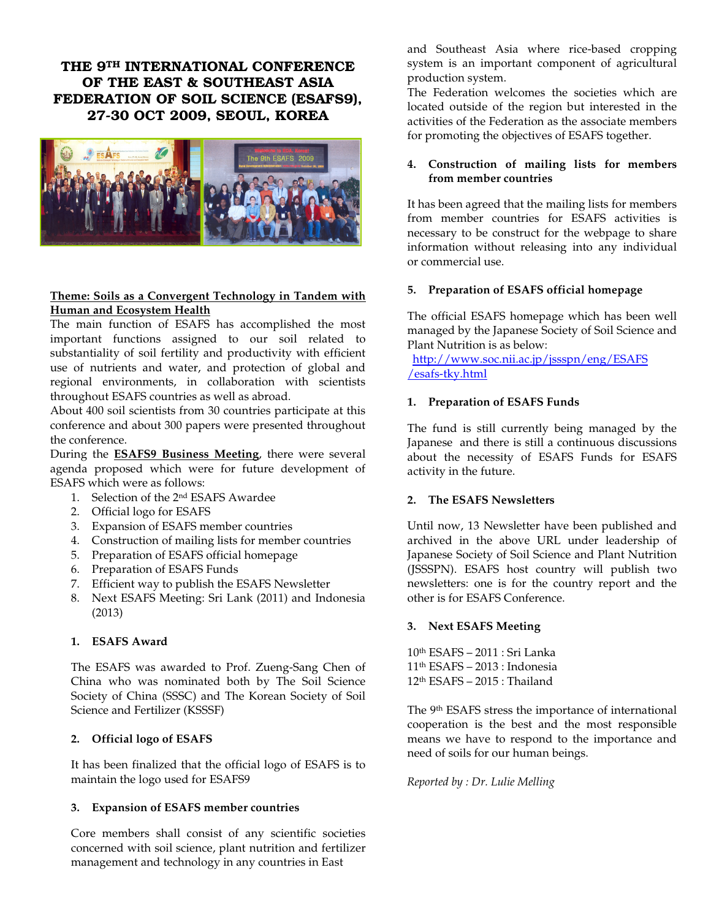# THE 9TH INTERNATIONAL CONFERENCE OF THE EAST & SOUTHEAST ASIA FEDERATION OF SOIL SCIENCE (ESAFS9), 27-30 OCT 2009, SEOUL, KOREA

**Theme: Soils as a Convergent Technology in Tandem with Human and Ecosystem Health**

The main function of ESAFS has accomplished the most important functions assigned to our soil related to substantiality of soil fertility and productivity with efficient use of nutrients and water, and protection of global and regional environments, in collaboration with scientists throughout ESAFS countries as well as abroad.

About 400 soil scientists from 30 countries participate at this conference and about 300 papers were presented throughout the conference.

During the **ESAFS9 Business Meeting**, there were several agenda proposed which were for future development of ESAFS which were as follows:

1. Selection of the 2nd ESAFS Awardee
2. Official logo for ESAFS
3. Expansion of ESAFS member countries
4. Construction of mailing lists for member countries
5. Preparation of ESAFS official homepage
6. Preparation of ESAFS Funds
7. Efficient way to publish the ESAFS Newsletter
8. Next ESAFS Meeting: Sri Lank (2011) and Indonesia (2013)

### 1. ESAFS Award

The ESAFS was awarded to Prof. Zueng-Sang Chen of China who was nominated both by The Soil Science Society of China (SSSC) and The Korean Society of Soil Science and Fertilizer (KSSSF)

### 2. Official logo of ESAFS

It has been finalized that the official logo of ESAFS is to maintain the logo used for ESAFS9

### 3. Expansion of ESAFS member countries

Core members shall consist of any scientific societies concerned with soil science, plant nutrition and fertilizer management and technology in any countries in East and Southeast Asia where rice-based cropping system is an important component of agricultural production system.

The Federation welcomes the societies which are located outside of the region but interested in the activities of the Federation as the associate members for promoting the objectives of ESAFS together.

### 4. Construction of mailing lists for members from member countries

It has been agreed that the mailing lists for members from member countries for ESAFS activities is necessary to be construct for the webpage to share information without releasing into any individual or commercial use.

### 5. Preparation of ESAFS official homepage

The official ESAFS homepage which has been well managed by the Japanese Society of Soil Science and Plant Nutrition is as below:
http://www.soc.nii.ac.jp/jssspn/eng/ESAFS/esafs-tky.html

### 1. Preparation of ESAFS Funds

The fund is still currently being managed by the Japanese and there is still a continuous discussions about the necessity of ESAFS Funds for ESAFS activity in the future.

### 2. The ESAFS Newsletters

Until now, 13 Newsletter have been published and archived in the above URL under leadership of Japanese Society of Soil Science and Plant Nutrition (JSSSPN). ESAFS host country will publish two newsletters: one is for the country report and the other is for ESAFS Conference.

### 3. Next ESAFS Meeting

10th ESAFS – 2011 : Sri Lanka
11th ESAFS – 2013 : Indonesia
12th ESAFS – 2015 : Thailand

The 9th ESAFS stress the importance of international cooperation is the best and the most responsible means we have to respond to the importance and need of soils for our human beings.

*Reported by : Dr. Lulie Melling*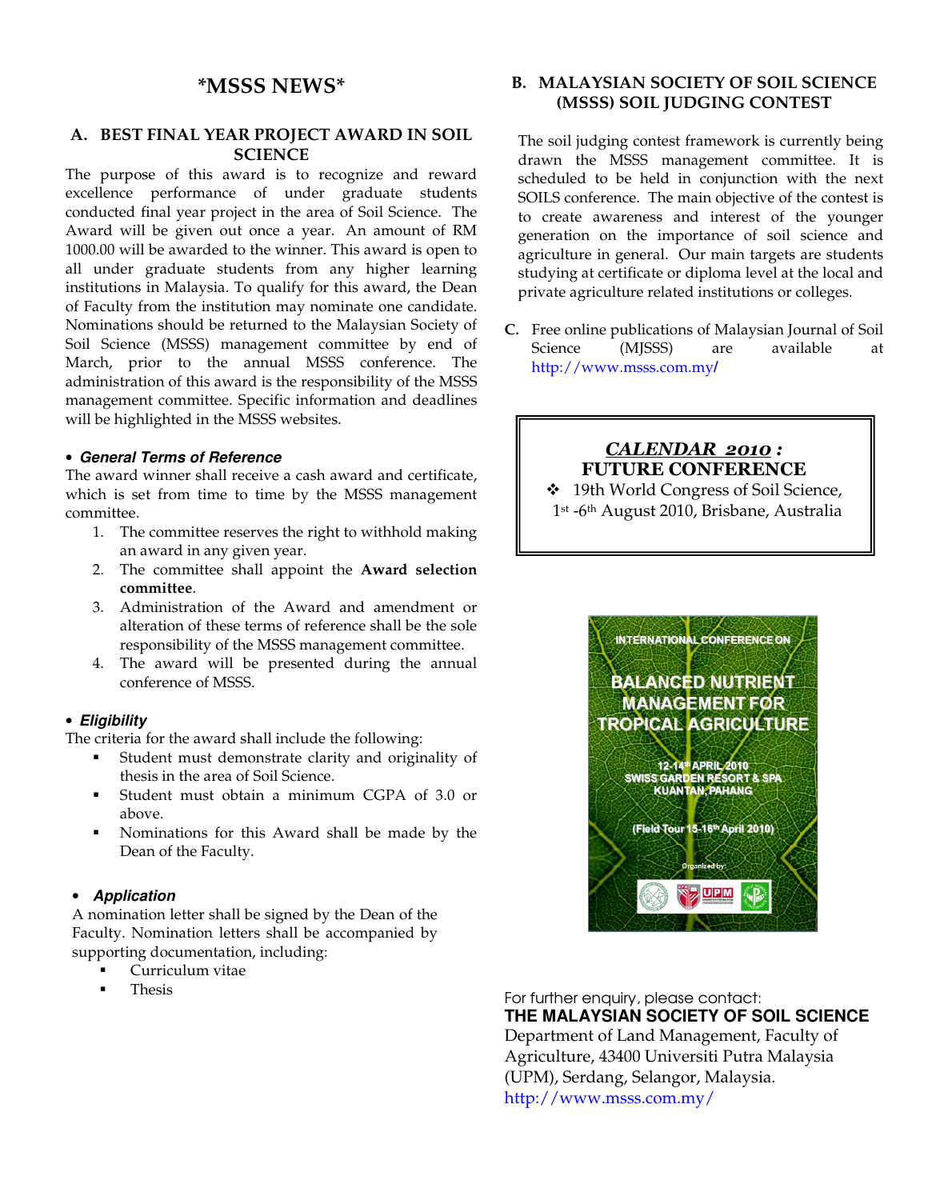# *MSSS NEWS*

## A. BEST FINAL YEAR PROJECT AWARD IN SOIL SCIENCE

The purpose of this award is to recognize and reward excellence performance of under graduate students conducted final year project in the area of Soil Science. The Award will be given out once a year. An amount of RM 1000.00 will be awarded to the winner. This award is open to all under graduate students from any higher learning institutions in Malaysia. To qualify for this award, the Dean of Faculty from the institution may nominate one candidate. Nominations should be returned to the Malaysian Society of Soil Science (MSSS) management committee by end of March, prior to the annual MSSS conference. The administration of this award is the responsibility of the MSSS management committee. Specific information and deadlines will be highlighted in the MSSS websites.

- ***General Terms of Reference***

The award winner shall receive a cash award and certificate, which is set from time to time by the MSSS management committee.

1. The committee reserves the right to withhold making an award in any given year.
2. The committee shall appoint the **Award selection committee**.
3. Administration of the Award and amendment or alteration of these terms of reference shall be the sole responsibility of the MSSS management committee.
4. The award will be presented during the annual conference of MSSS.

- ***Eligibility***

The criteria for the award shall include the following:

- Student must demonstrate clarity and originality of thesis in the area of Soil Science.
- Student must obtain a minimum CGPA of 3.0 or above.
- Nominations for this Award shall be made by the Dean of the Faculty.

- ***Application***

A nomination letter shall be signed by the Dean of the Faculty. Nomination letters shall be accompanied by supporting documentation, including:

- Curriculum vitae
- Thesis

## B. MALAYSIAN SOCIETY OF SOIL SCIENCE (MSSS) SOIL JUDGING CONTEST

The soil judging contest framework is currently being drawn the MSSS management committee. It is scheduled to be held in conjunction with the next SOILS conference. The main objective of the contest is to create awareness and interest of the younger generation on the importance of soil science and agriculture in general. Our main targets are students studying at certificate or diploma level at the local and private agriculture related institutions or colleges.

**C.** Free online publications of Malaysian Journal of Soil Science (MJSSS) are available at http://www.msss.com.my/

***CALENDAR 2010 :***
**FUTURE CONFERENCE**

- 19th World Congress of Soil Science, 1st -6th August 2010, Brisbane, Australia

INTERNATIONAL CONFERENCE ON
BALANCED NUTRIENT MANAGEMENT FOR TROPICAL AGRICULTURE
12-14th APRIL 2010
SWISS GARDEN RESORT & SPA
KUANTAN, PAHANG
(Field Tour 15-16th April 2010)
Organized by:

For further enquiry, please contact:
**THE MALAYSIAN SOCIETY OF SOIL SCIENCE**
Department of Land Management, Faculty of Agriculture, 43400 Universiti Putra Malaysia (UPM), Serdang, Selangor, Malaysia.
http://www.msss.com.my/